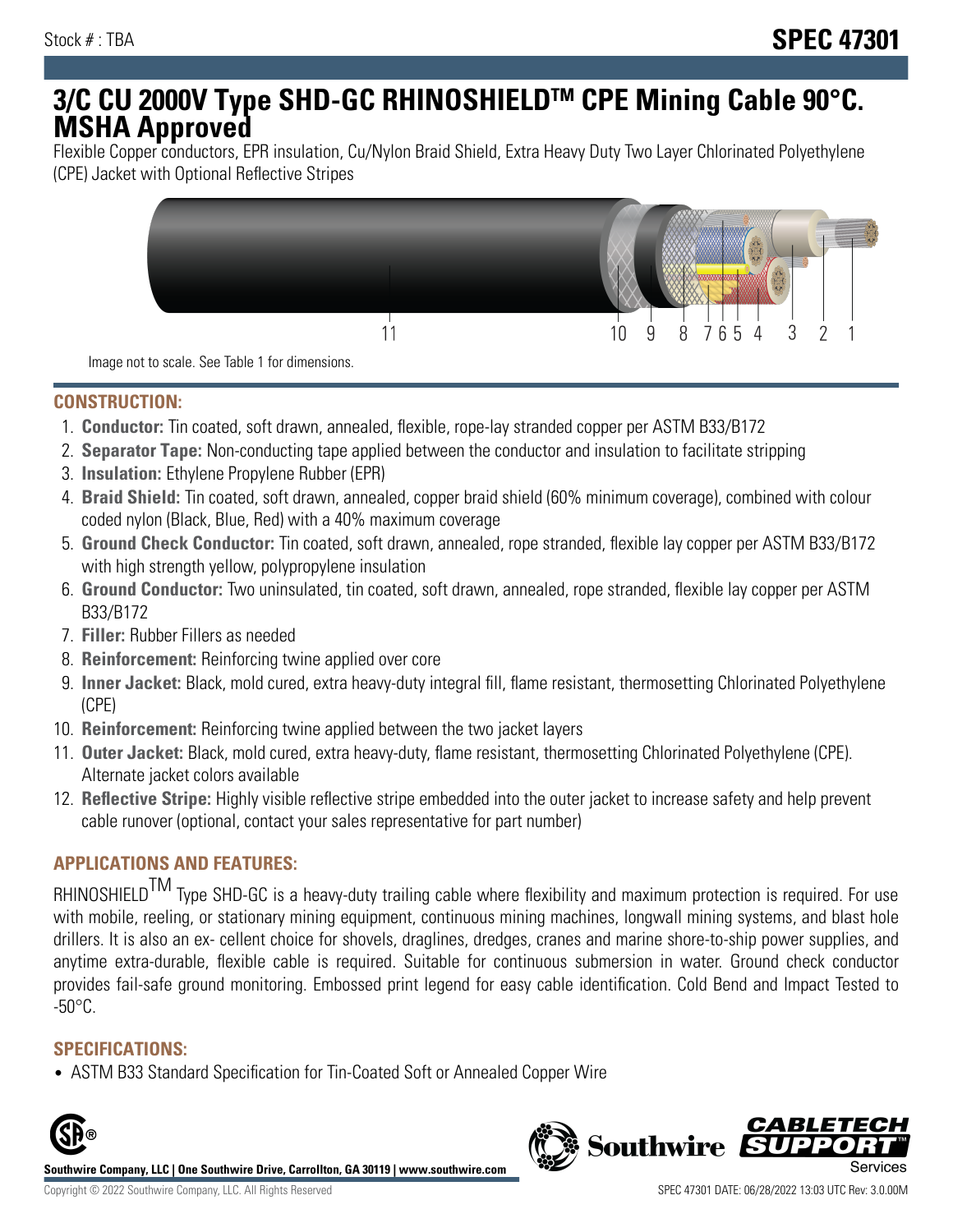Stock # : TBA

**SPEC 47301**

# 3/C CU 2000V Type SHD-GC RHINOSHIELDTM CPE Mining Cable 90°C. MSHA Approved

Flexible Copper conductors, EPR insulation, Cu/Nylon Braid Shield, Extra Heavy Duty Two Layer Chlorinated Polyethylene (CPE) Jacket with Optional Reflective Stripes

Image not to scale. See Table 1 for dimensions.

## CONSTRUCTION:

1. **Conductor:** Tin coated, soft drawn, annealed, flexible, rope-lay stranded copper per ASTM B33/B172
2. **Separator Tape:** Non-conducting tape applied between the conductor and insulation to facilitate stripping
3. **Insulation:** Ethylene Propylene Rubber (EPR)
4. **Braid Shield:** Tin coated, soft drawn, annealed, copper braid shield (60% minimum coverage), combined with colour coded nylon (Black, Blue, Red) with a 40% maximum coverage
5. **Ground Check Conductor:** Tin coated, soft drawn, annealed, rope stranded, flexible lay copper per ASTM B33/B172 with high strength yellow, polypropylene insulation
6. **Ground Conductor:** Two uninsulated, tin coated, soft drawn, annealed, rope stranded, flexible lay copper per ASTM B33/B172
7. **Filler:** Rubber Fillers as needed
8. **Reinforcement:** Reinforcing twine applied over core
9. **Inner Jacket:** Black, mold cured, extra heavy-duty integral fill, flame resistant, thermosetting Chlorinated Polyethylene (CPE)
10. **Reinforcement:** Reinforcing twine applied between the two jacket layers
11. **Outer Jacket:** Black, mold cured, extra heavy-duty, flame resistant, thermosetting Chlorinated Polyethylene (CPE). Alternate jacket colors available
12. **Reflective Stripe:** Highly visible reflective stripe embedded into the outer jacket to increase safety and help prevent cable runover (optional, contact your sales representative for part number)

## APPLICATIONS AND FEATURES:

RHINOSHIELDTM Type SHD-GC is a heavy-duty trailing cable where flexibility and maximum protection is required. For use with mobile, reeling, or stationary mining equipment, continuous mining machines, longwall mining systems, and blast hole drillers. It is also an ex- cellent choice for shovels, draglines, dredges, cranes and marine shore-to-ship power supplies, and anytime extra-durable, flexible cable is required. Suitable for continuous submersion in water. Ground check conductor provides fail-safe ground monitoring. Embossed print legend for easy cable identification. Cold Bend and Impact Tested to -50°C.

## SPECIFICATIONS:

- ASTM B33 Standard Specification for Tin-Coated Soft or Annealed Copper Wire

**Southwire Company, LLC | One Southwire Drive, Carrollton, GA 30119 | www.southwire.com**

Copyright © 2022 Southwire Company, LLC. All Rights Reserved

SPEC 47301 DATE: 06/28/2022 13:03 UTC Rev: 3.0.00M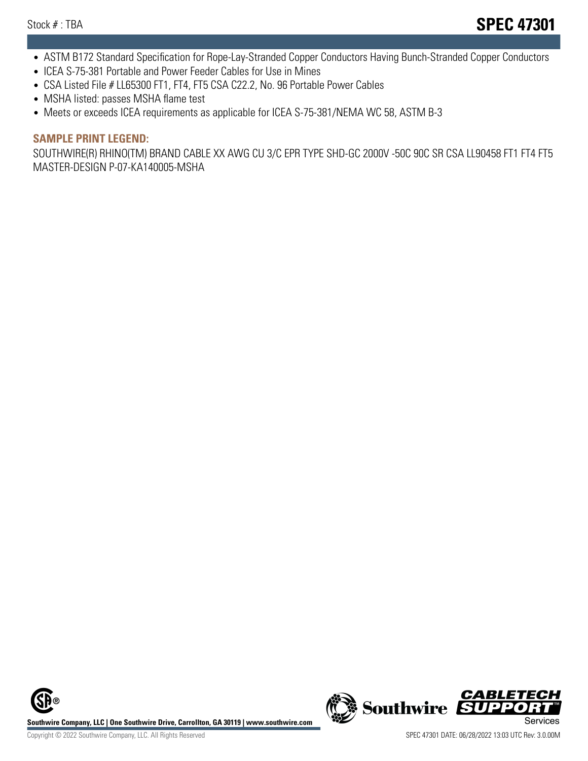- ASTM B172 Standard Specification for Rope-Lay-Stranded Copper Conductors Having Bunch-Stranded Copper Conductors
- ICEA S-75-381 Portable and Power Feeder Cables for Use in Mines
- CSA Listed File # LL65300 FT1, FT4, FT5 CSA C22.2, No. 96 Portable Power Cables
- MSHA listed: passes MSHA flame test
- Meets or exceeds ICEA requirements as applicable for ICEA S-75-381/NEMA WC 58, ASTM B-3

**SAMPLE PRINT LEGEND:**

SOUTHWIRE(R) RHINO(TM) BRAND CABLE XX AWG CU 3/C EPR TYPE SHD-GC 2000V -50C 90C SR CSA LL90458 FT1 FT4 FT5 MASTER-DESIGN P-07-KA140005-MSHA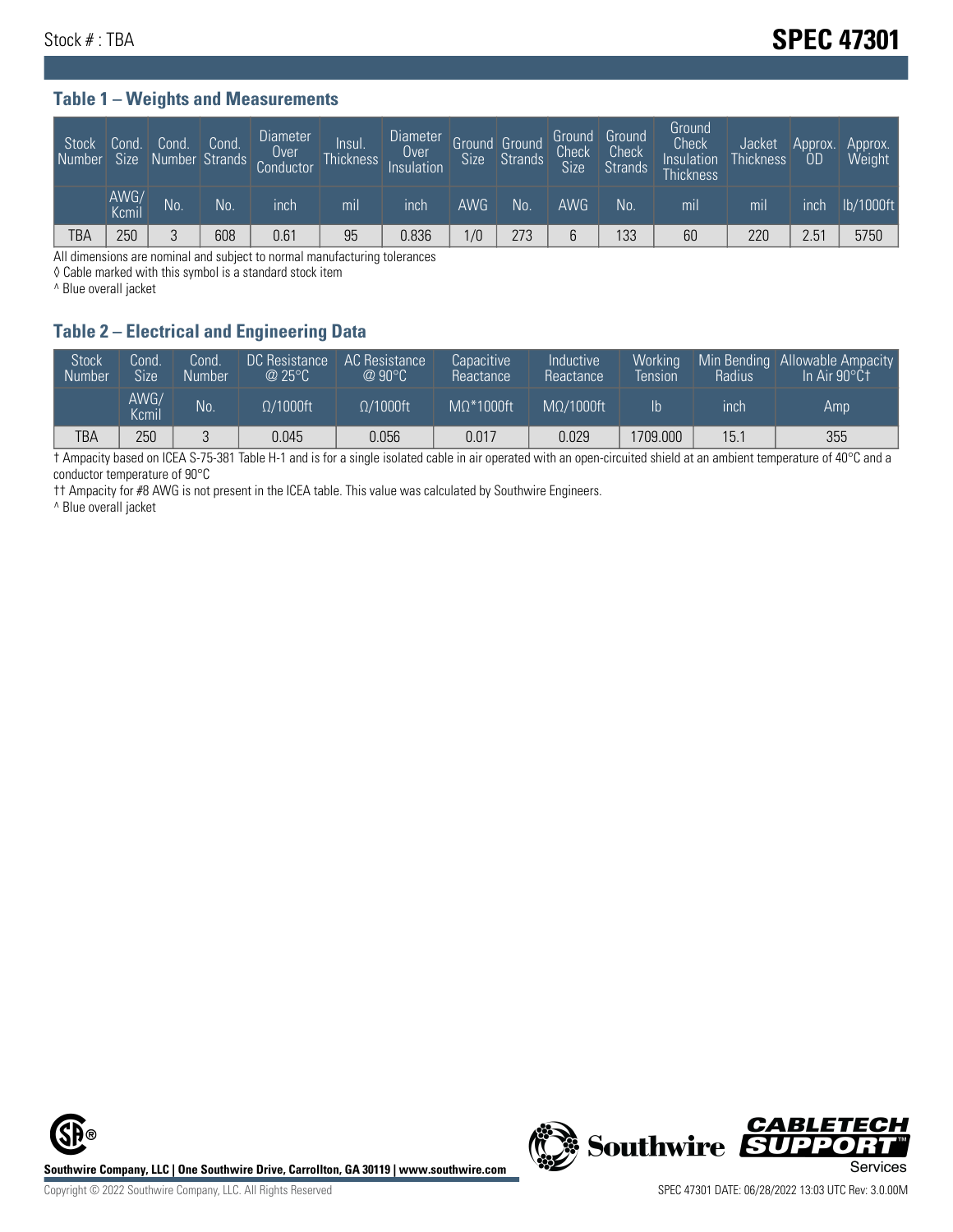Stock # : TBA

# SPEC 47301

### Table 1 – Weights and Measurements

| Stock Number | Cond. Size | Cond. Number | Cond. Strands | Diameter Over Conductor | Insul. Thickness | Diameter Over Insulation | Ground Size | Ground Strands | Ground Check Size | Ground Check Strands | Ground Check Insulation Thickness | Jacket Thickness | Approx. OD | Approx. Weight |
|---|---|---|---|---|---|---|---|---|---|---|---|---|---|---|
| | AWG/ Kcmil | No. | No. | inch | mil | inch | AWG | No. | AWG | No. | mil | mil | inch | lb/1000ft |
| TBA | 250 | 3 | 608 | 0.61 | 95 | 0.836 | 1/0 | 273 | 6 | 133 | 60 | 220 | 2.51 | 5750 |

All dimensions are nominal and subject to normal manufacturing tolerances

◊ Cable marked with this symbol is a standard stock item

^ Blue overall jacket

### Table 2 – Electrical and Engineering Data

| Stock Number | Cond. Size | Cond. Number | DC Resistance @ 25°C | AC Resistance @ 90°C | Capacitive Reactance | Inductive Reactance | Working Tension | Min Bending Radius | Allowable Ampacity In Air 90°C† |
|---|---|---|---|---|---|---|---|---|---|
| | AWG/ Kcmil | No. | Ω/1000ft | Ω/1000ft | MΩ*1000ft | MΩ/1000ft | lb | inch | Amp |
| TBA | 250 | 3 | 0.045 | 0.056 | 0.017 | 0.029 | 1709.000 | 15.1 | 355 |

† Ampacity based on ICEA S-75-381 Table H-1 and is for a single isolated cable in air operated with an open-circuited shield at an ambient temperature of 40°C and a conductor temperature of 90°C

†† Ampacity for #8 AWG is not present in the ICEA table. This value was calculated by Southwire Engineers.

^ Blue overall jacket

Southwire Company, LLC | One Southwire Drive, Carrollton, GA 30119 | www.southwire.com

Copyright © 2022 Southwire Company, LLC. All Rights Reserved

SPEC 47301 DATE: 06/28/2022 13:03 UTC Rev: 3.0.00M